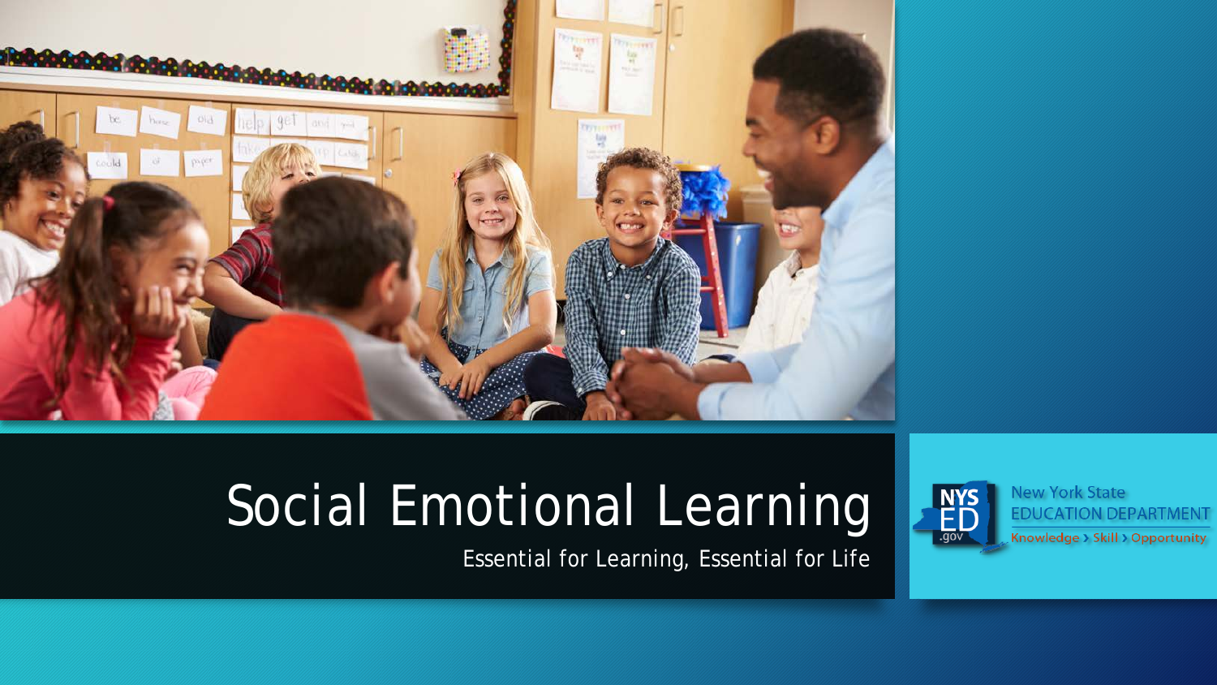# Social Emotional Learning

Essential for Learning, Essential for Life

New York State EDUCATION DEPARTMENT

Knowledge > Skill > Opportunity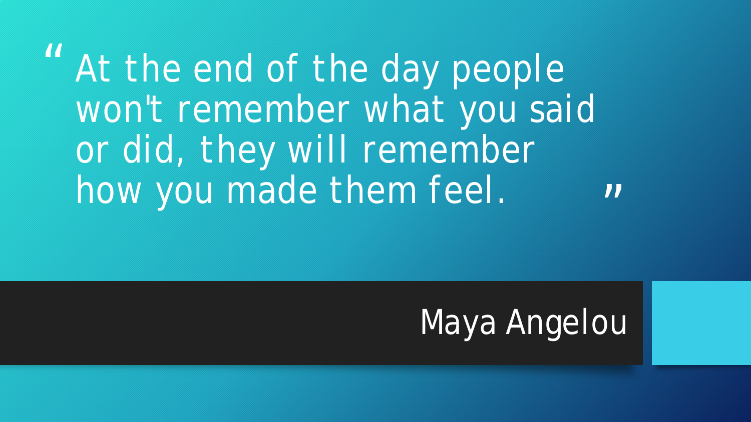> "At the end of the day people won't remember what you said or did, they will remember how you made them feel."

Maya Angelou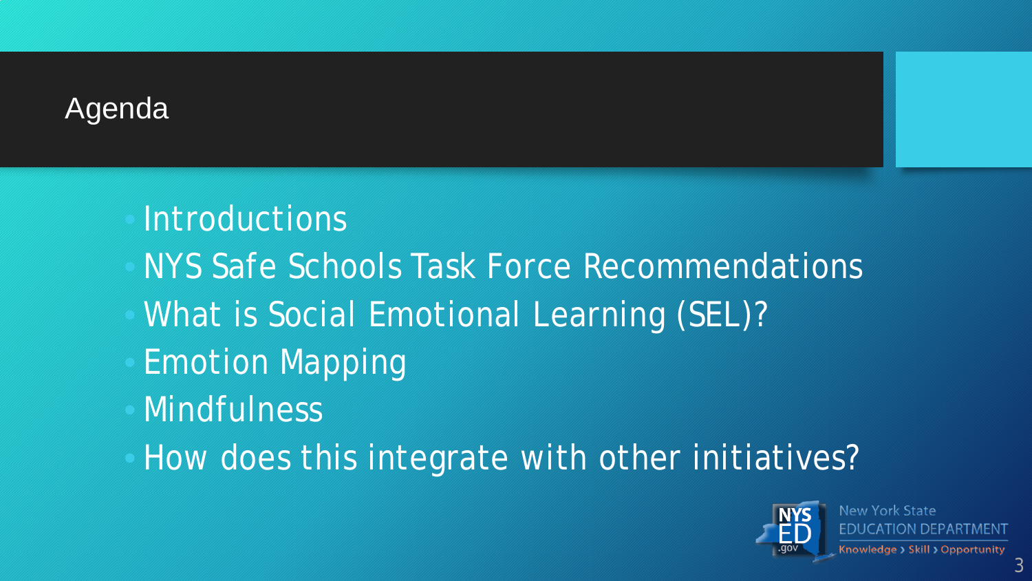# Agenda

- Introductions
- NYS Safe Schools Task Force Recommendations
- What is Social Emotional Learning (SEL)?
- Emotion Mapping
- Mindfulness
- How does this integrate with other initiatives?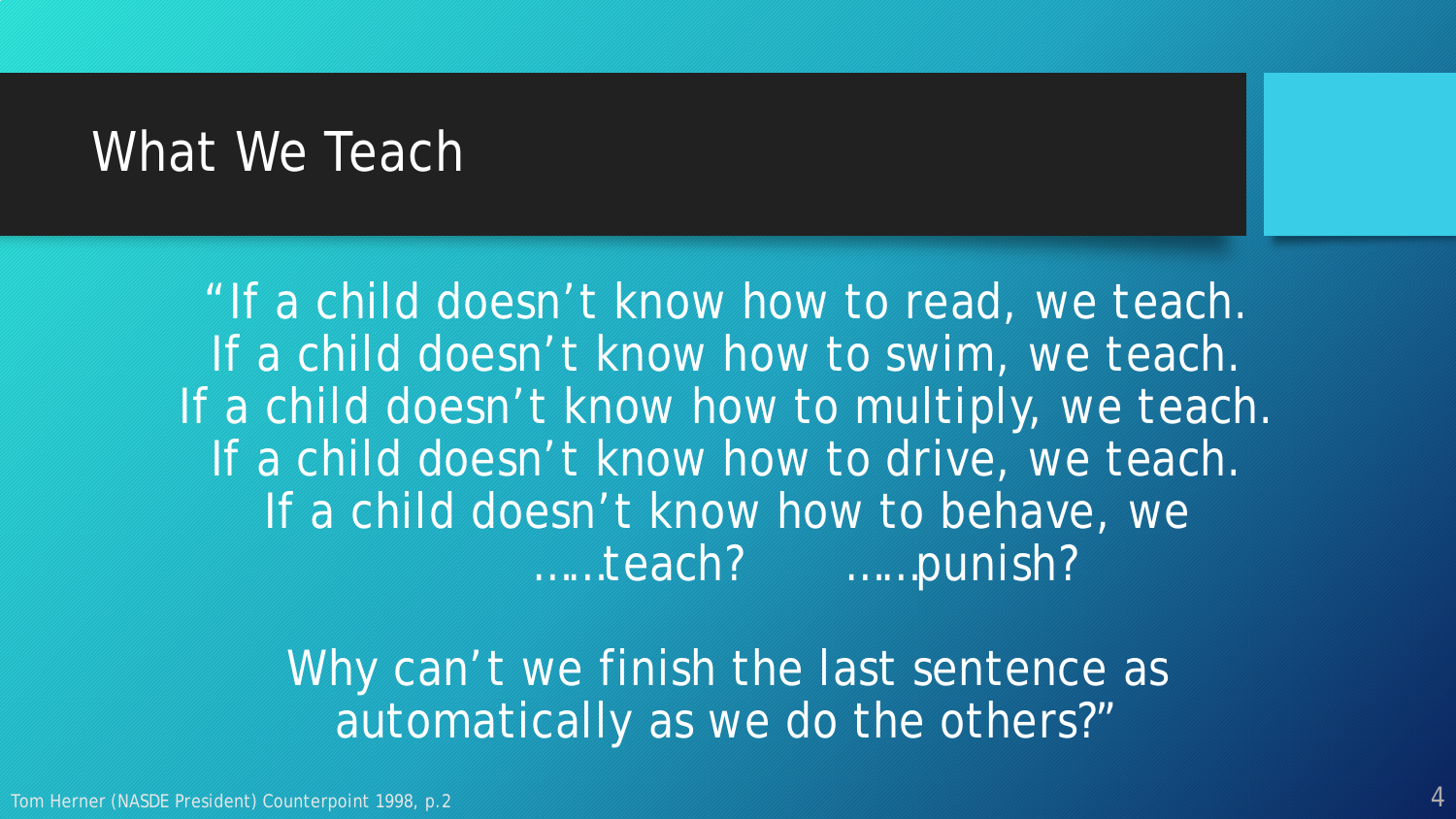# What We Teach

"If a child doesn't know how to read, we teach.
If a child doesn't know how to swim, we teach.
If a child doesn't know how to multiply, we teach.
If a child doesn't know how to drive, we teach.
If a child doesn't know how to behave, we
……teach? ……punish?

Why can't we finish the last sentence as automatically as we do the others?"

Tom Herner (NASDE President) Counterpoint 1998, p.2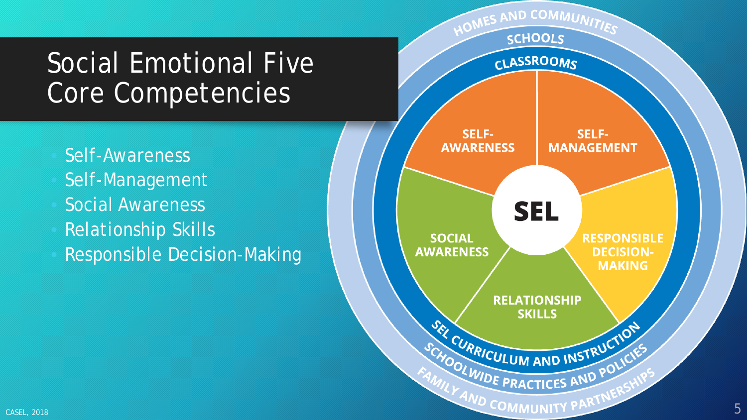# Social Emotional Five Core Competencies

- Self-Awareness
- Self-Management
- Social Awareness
- Relationship Skills
- Responsible Decision-Making

CASEL, 2018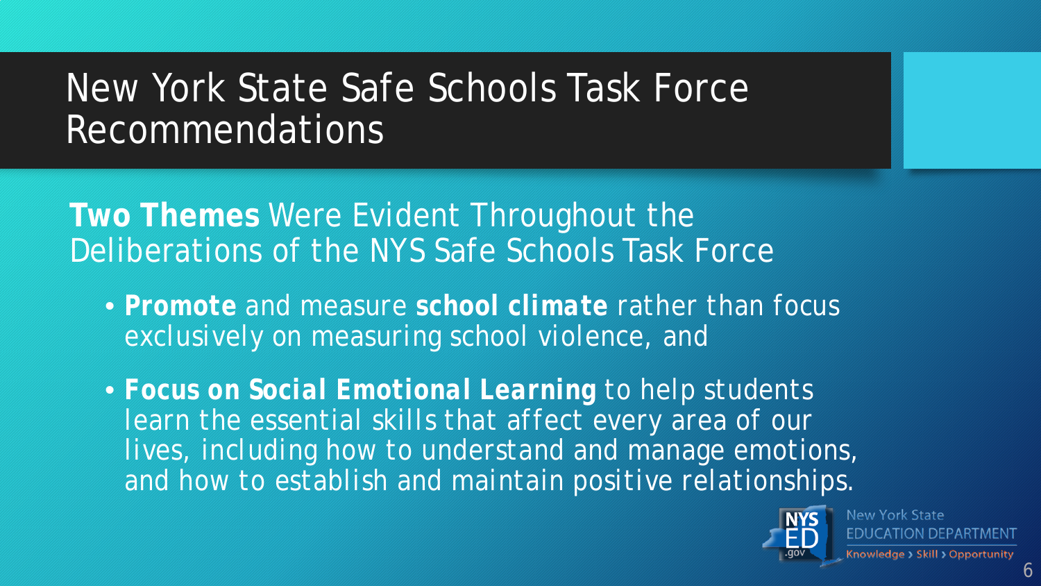# New York State Safe Schools Task Force Recommendations

**Two Themes** Were Evident Throughout the Deliberations of the NYS Safe Schools Task Force

- **Promote** and measure **school climate** rather than focus exclusively on measuring school violence, and
- **Focus on Social Emotional Learning** to help students learn the essential skills that affect every area of our lives, including how to understand and manage emotions, and how to establish and maintain positive relationships.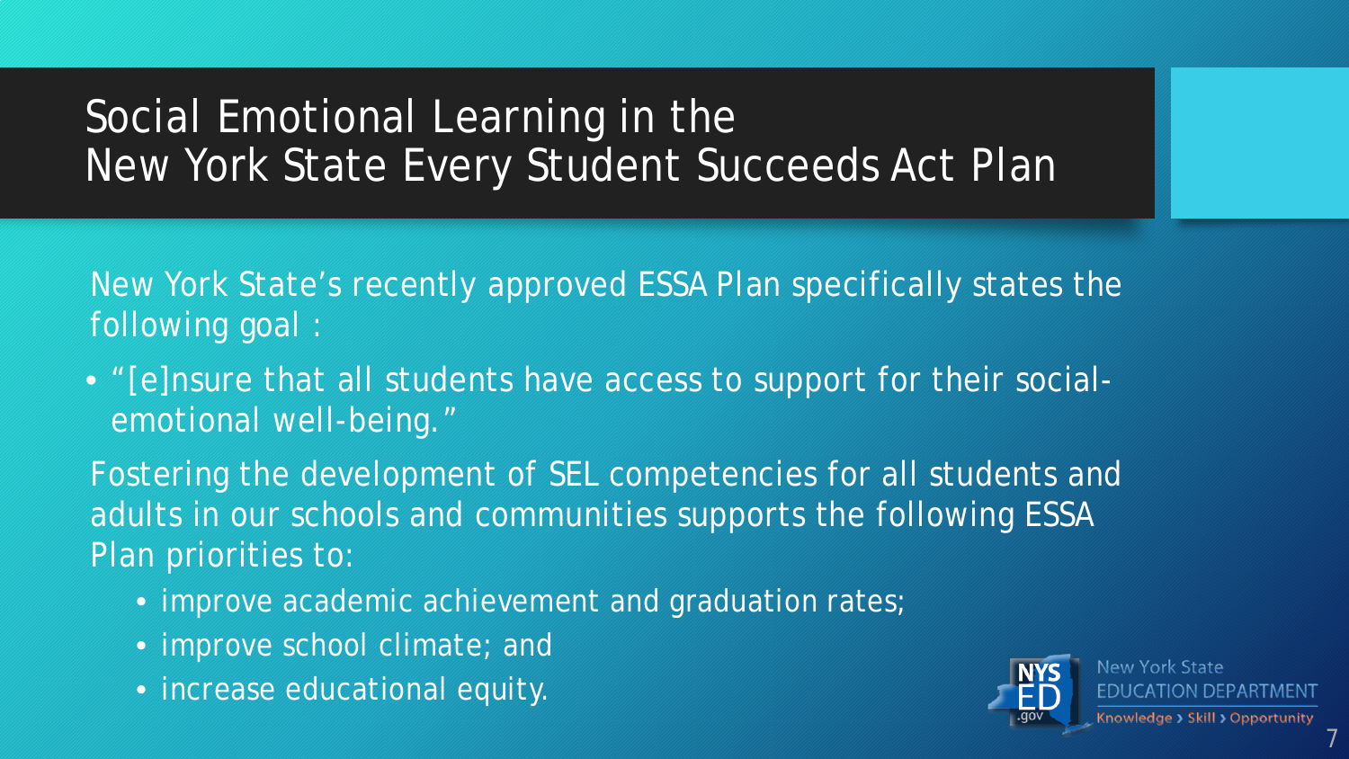# Social Emotional Learning in the New York State Every Student Succeeds Act Plan

New York State's recently approved ESSA Plan specifically states the following goal :

- "[e]nsure that all students have access to support for their social-emotional well-being."

Fostering the development of SEL competencies for all students and adults in our schools and communities supports the following ESSA Plan priorities to:

- improve academic achievement and graduation rates;
- improve school climate; and
- increase educational equity.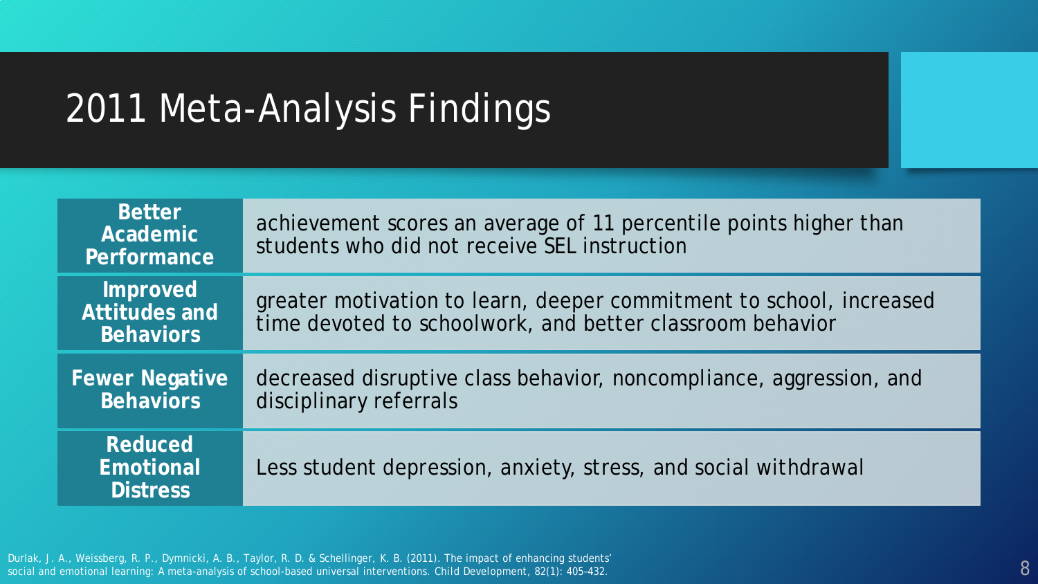# 2011 Meta-Analysis Findings

| | |
|---|---|
| **Better Academic Performance** | achievement scores an average of 11 percentile points higher than students who did not receive SEL instruction |
| **Improved Attitudes and Behaviors** | greater motivation to learn, deeper commitment to school, increased time devoted to schoolwork, and better classroom behavior |
| **Fewer Negative Behaviors** | decreased disruptive class behavior, noncompliance, aggression, and disciplinary referrals |
| **Reduced Emotional Distress** | Less student depression, anxiety, stress, and social withdrawal |

Durlak, J. A., Weissberg, R. P., Dymnicki, A. B., Taylor, R. D. & Schellinger, K. B. (2011). The impact of enhancing students' social and emotional learning: A meta-analysis of school-based universal interventions. Child Development, 82(1): 405-432.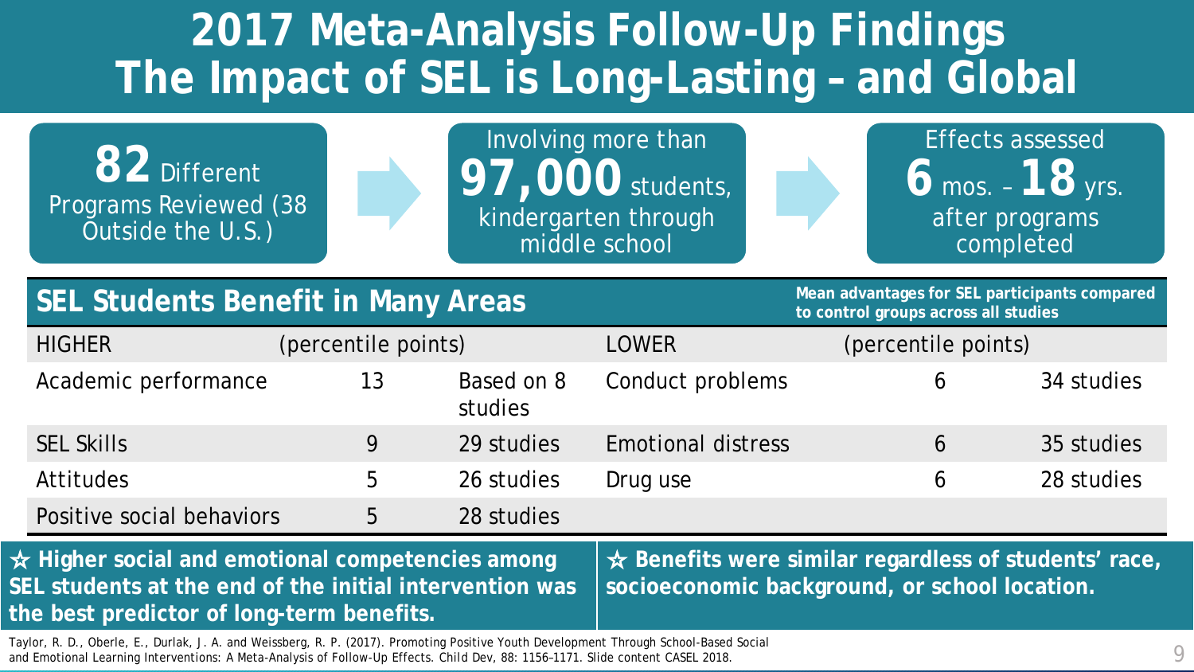# 2017 Meta-Analysis Follow-Up Findings
# The Impact of SEL is Long-Lasting – and Global

**82** Different Programs Reviewed (38 Outside the U.S.)

Involving more than **97,000** students, kindergarten through middle school

Effects assessed **6** mos. – **18** yrs. after programs completed

## SEL Students Benefit in Many Areas

**Mean advantages for SEL participants compared to control groups across all studies**

| HIGHER | (percentile points) | | LOWER | (percentile points) | |
|---|---|---|---|---|---|
| Academic performance | 13 | Based on 8 studies | Conduct problems | 6 | 34 studies |
| SEL Skills | 9 | 29 studies | Emotional distress | 6 | 35 studies |
| Attitudes | 5 | 26 studies | Drug use | 6 | 28 studies |
| Positive social behaviors | 5 | 28 studies | | | |

☆ **Higher social and emotional competencies among SEL students at the end of the initial intervention was the best predictor of long-term benefits.**

☆ **Benefits were similar regardless of students' race, socioeconomic background, or school location.**

Taylor, R. D., Oberle, E., Durlak, J. A. and Weissberg, R. P. (2017). Promoting Positive Youth Development Through School-Based Social and Emotional Learning Interventions: A Meta-Analysis of Follow-Up Effects. Child Dev, 88: 1156–1171. Slide content CASEL 2018.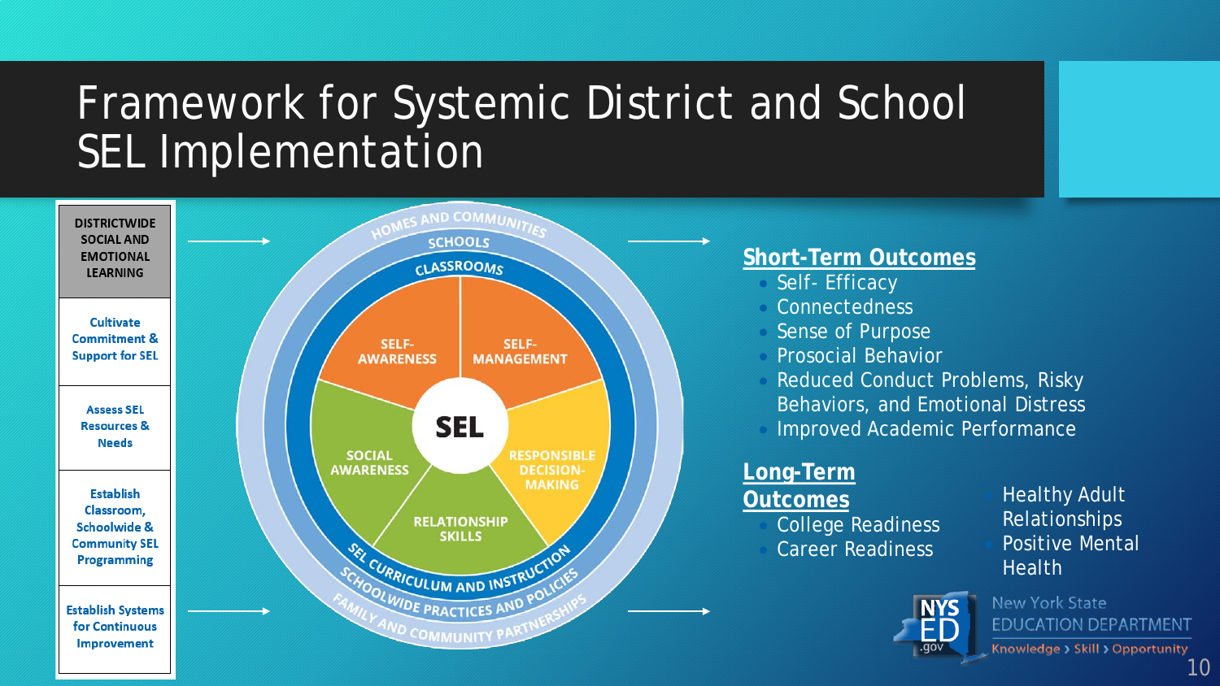# Framework for Systemic District and School SEL Implementation

**DISTRICTWIDE SOCIAL AND EMOTIONAL LEARNING**

- Cultivate Commitment & Support for SEL
- Assess SEL Resources & Needs
- Establish Classroom, Schoolwide & Community SEL Programming
- Establish Systems for Continuous Improvement

HOMES AND COMMUNITIES
SCHOOLS
CLASSROOMS

SELF-AWARENESS
SELF-MANAGEMENT
SEL
SOCIAL AWARENESS
RESPONSIBLE DECISION-MAKING
RELATIONSHIP SKILLS

SEL CURRICULUM AND INSTRUCTION
SCHOOLWIDE PRACTICES AND POLICIES
FAMILY AND COMMUNITY PARTNERSHIPS

## Short-Term Outcomes

- Self- Efficacy
- Connectedness
- Sense of Purpose
- Prosocial Behavior
- Reduced Conduct Problems, Risky Behaviors, and Emotional Distress
- Improved Academic Performance

## Long-Term Outcomes

- College Readiness
- Career Readiness
- Healthy Adult Relationships
- Positive Mental Health

NYS ED .gov
New York State EDUCATION DEPARTMENT
Knowledge › Skill › Opportunity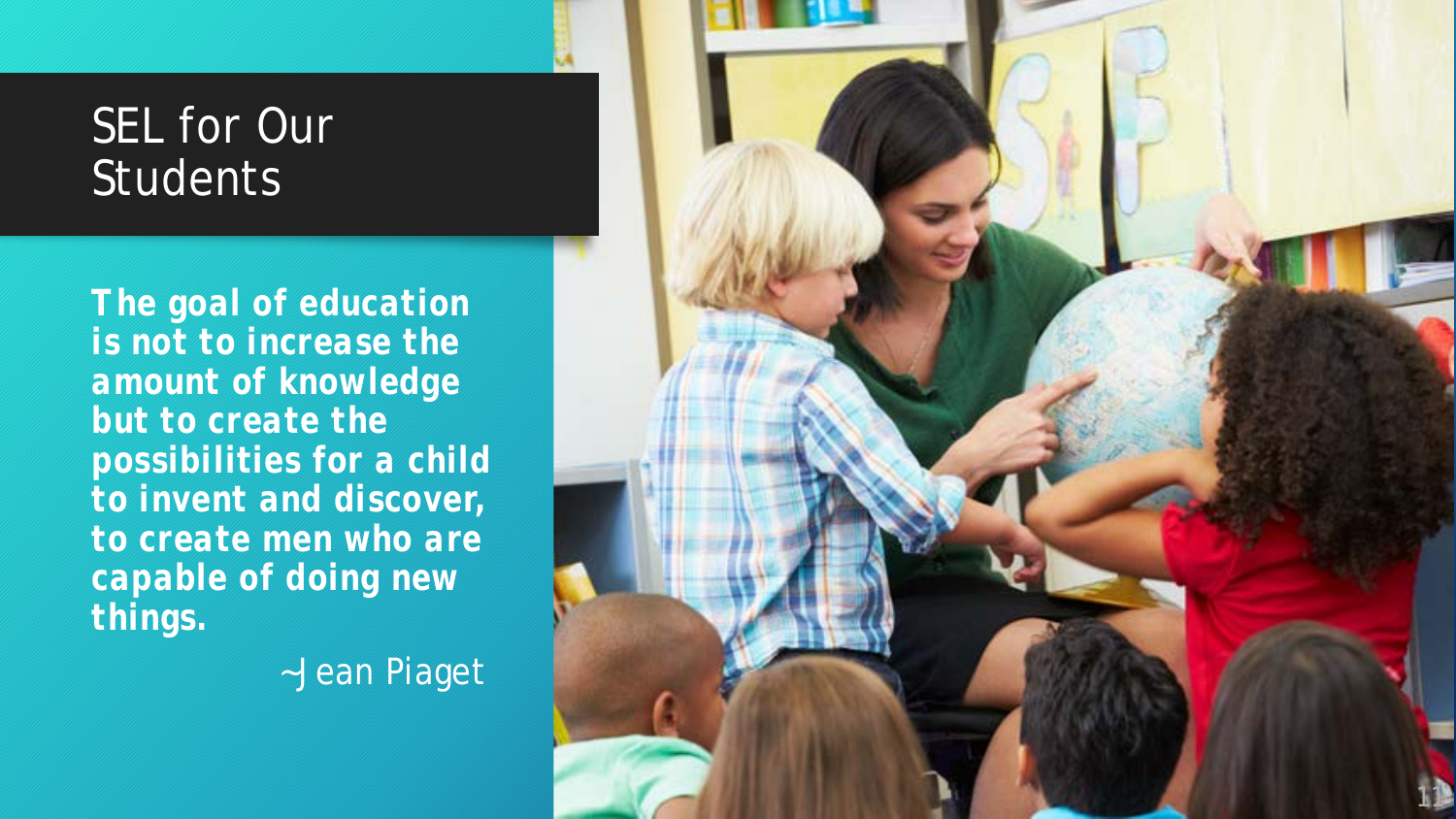# SEL for Our Students

**The goal of education is not to increase the amount of knowledge but to create the possibilities for a child to invent and discover, to create men who are capable of doing new things.**

~Jean Piaget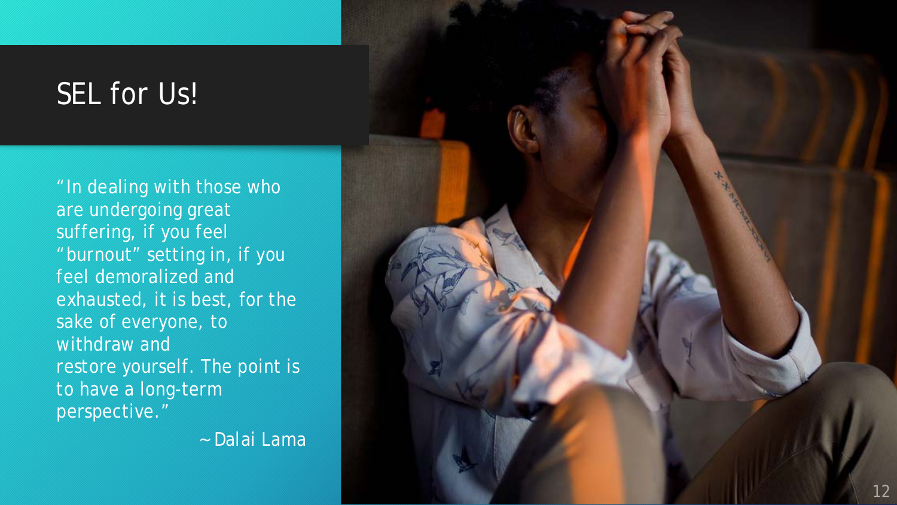# SEL for Us!

"In dealing with those who are undergoing great suffering, if you feel "burnout" setting in, if you feel demoralized and exhausted, it is best, for the sake of everyone, to withdraw and restore yourself. The point is to have a long-term perspective."

~ Dalai Lama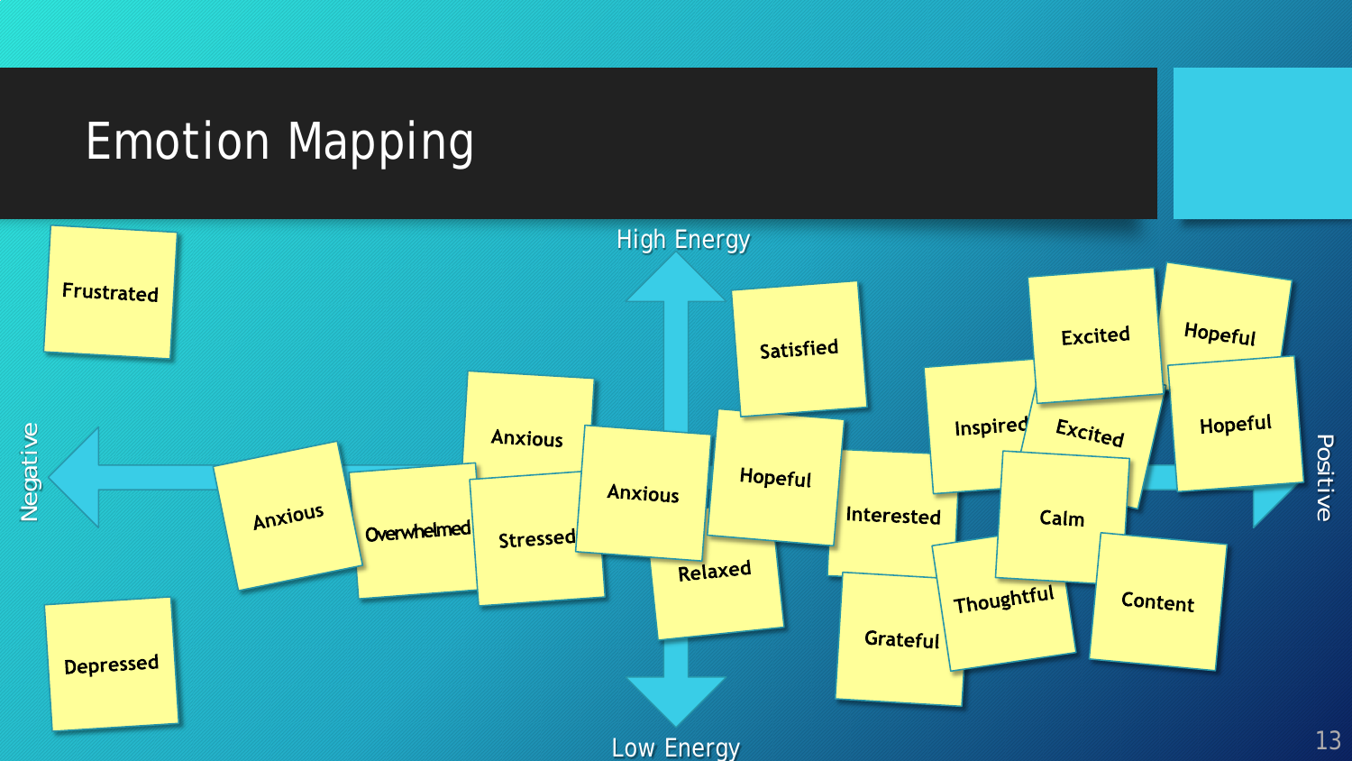# Emotion Mapping

High Energy

Low Energy

Negative

Positive

Frustrated

Depressed

Anxious

Overwhelmed

Anxious

Stressed

Anxious

Relaxed

Satisfied

Hopeful

Interested

Grateful

Inspired

Excited

Excited

Calm

Thoughtful

Hopeful

Hopeful

Content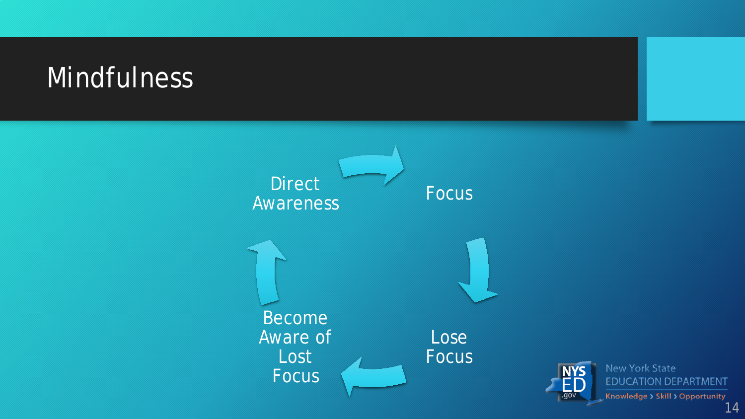# Mindfulness

- Direct Awareness
- Focus
- Lose Focus
- Become Aware of Lost Focus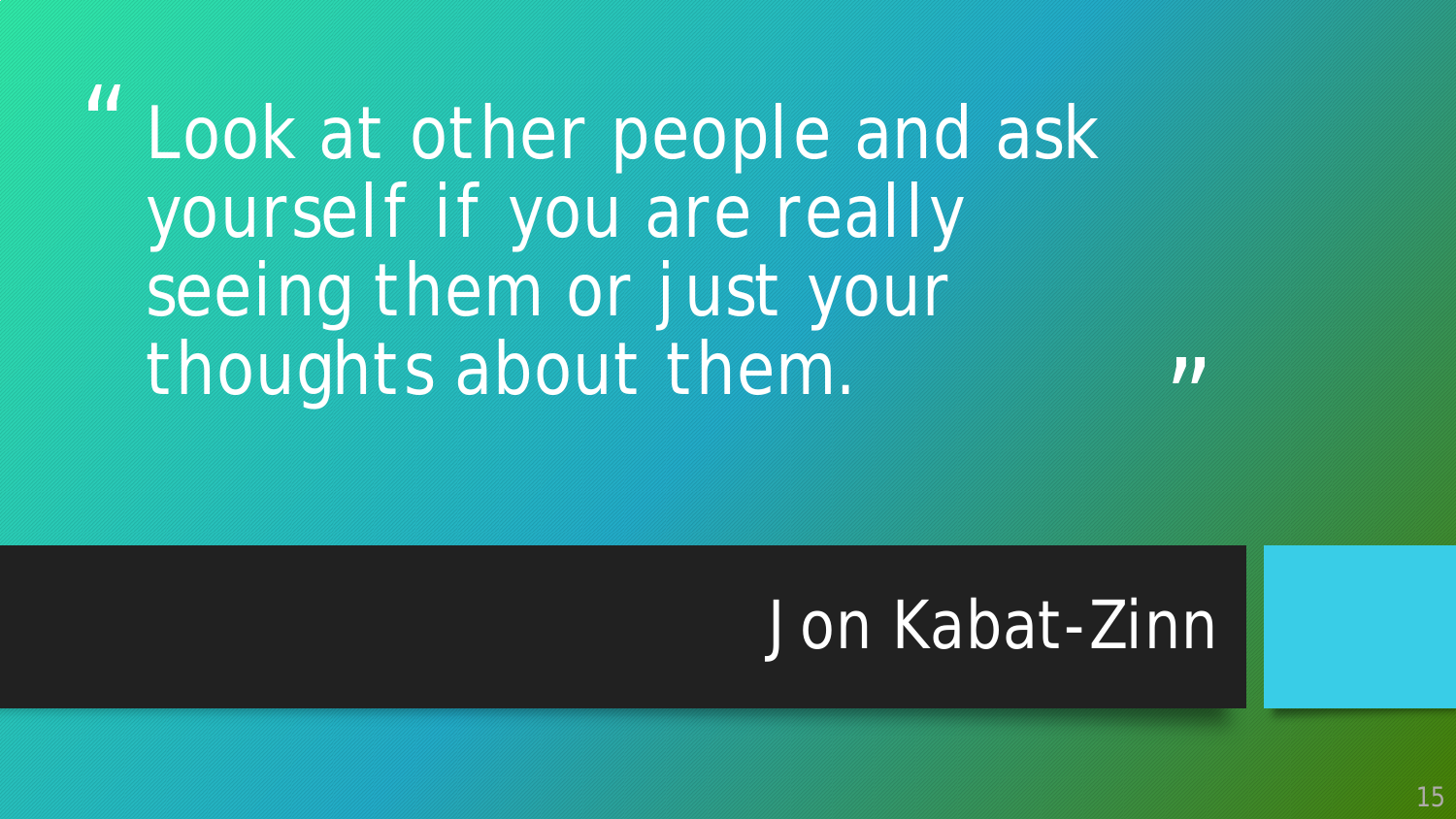> "Look at other people and ask yourself if you are really seeing them or just your thoughts about them."

Jon Kabat-Zinn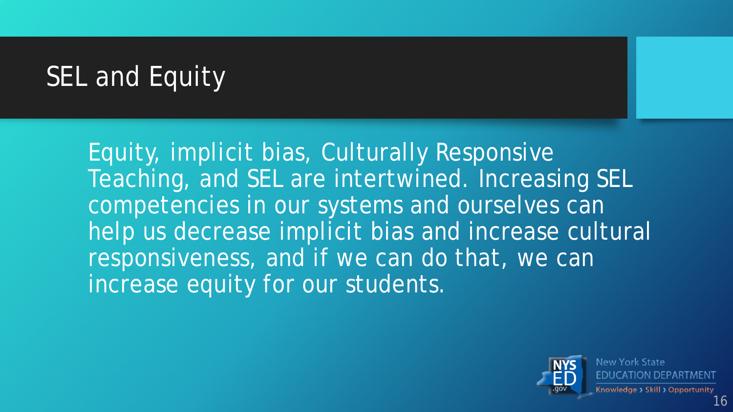# SEL and Equity

Equity, implicit bias, Culturally Responsive Teaching, and SEL are intertwined. Increasing SEL competencies in our systems and ourselves can help us decrease implicit bias and increase cultural responsiveness, and if we can do that, we can increase equity for our students.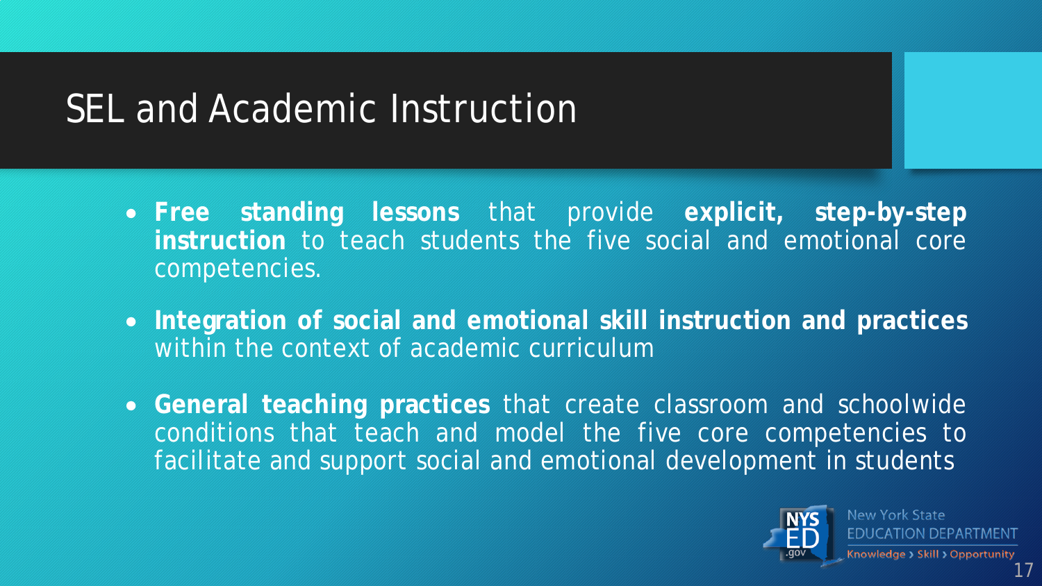# SEL and Academic Instruction

- **Free standing lessons** that provide **explicit, step-by-step instruction** to teach students the five social and emotional core competencies.
- **Integration of social and emotional skill instruction and practices** within the context of academic curriculum
- **General teaching practices** that create classroom and schoolwide conditions that teach and model the five core competencies to facilitate and support social and emotional development in students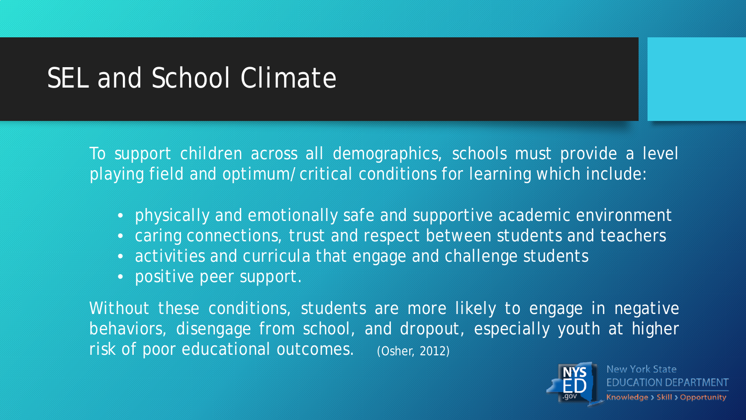# SEL and School Climate

To support children across all demographics, schools must provide a level playing field and optimum/critical conditions for learning which include:

- physically and emotionally safe and supportive academic environment
- caring connections, trust and respect between students and teachers
- activities and curricula that engage and challenge students
- positive peer support.

Without these conditions, students are more likely to engage in negative behaviors, disengage from school, and dropout, especially youth at higher risk of poor educational outcomes. (Osher, 2012)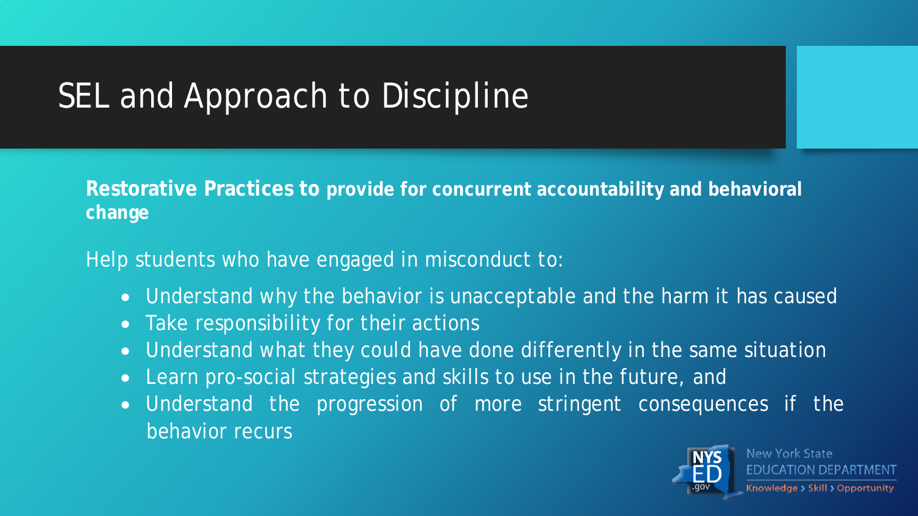# SEL and Approach to Discipline

**Restorative Practices to provide for concurrent accountability and behavioral change**

Help students who have engaged in misconduct to:

- Understand why the behavior is unacceptable and the harm it has caused
- Take responsibility for their actions
- Understand what they could have done differently in the same situation
- Learn pro-social strategies and skills to use in the future, and
- Understand the progression of more stringent consequences if the behavior recurs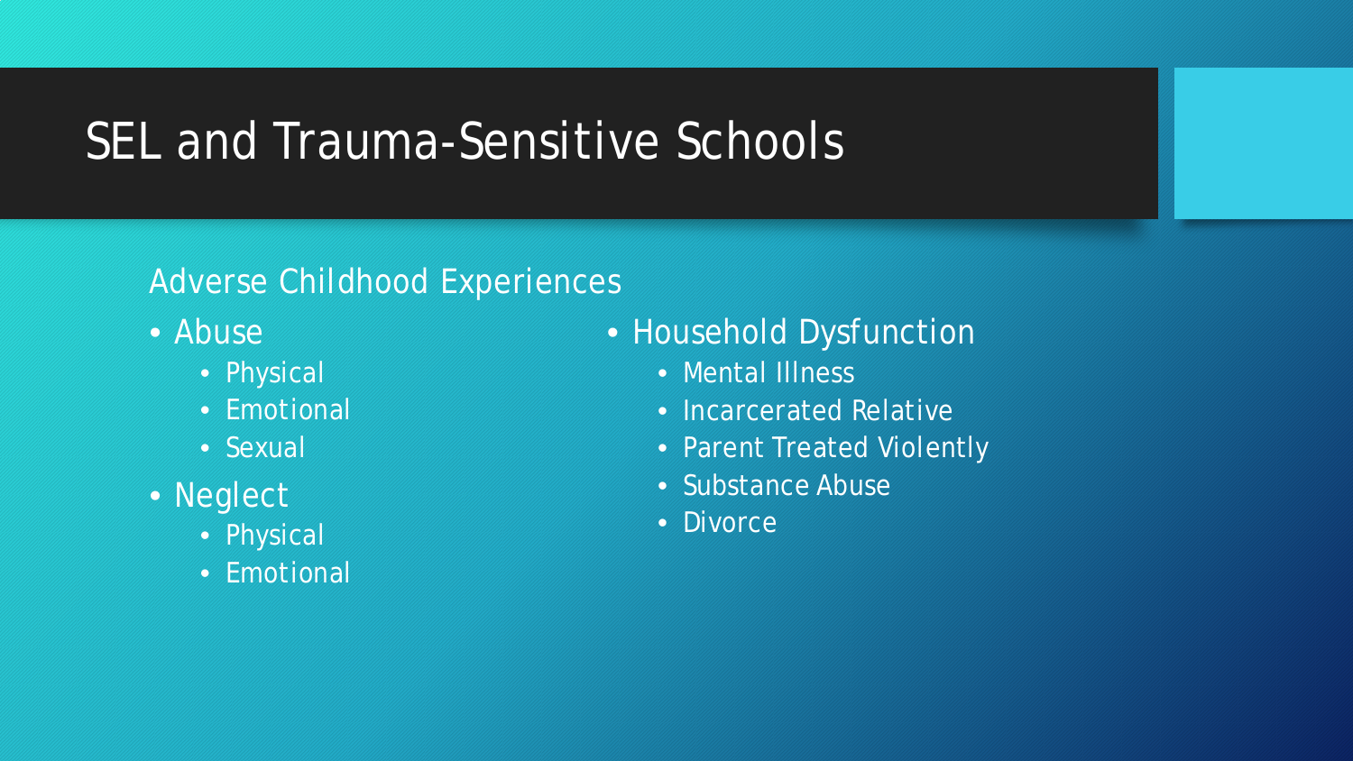# SEL and Trauma-Sensitive Schools

## Adverse Childhood Experiences

- Abuse
  - Physical
  - Emotional
  - Sexual
- Neglect
  - Physical
  - Emotional
- Household Dysfunction
  - Mental Illness
  - Incarcerated Relative
  - Parent Treated Violently
  - Substance Abuse
  - Divorce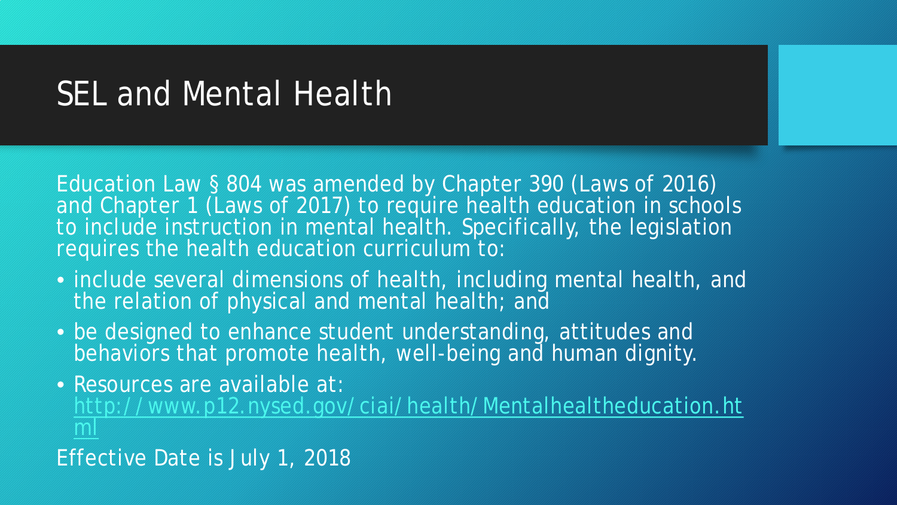# SEL and Mental Health

Education Law § 804 was amended by Chapter 390 (Laws of 2016) and Chapter 1 (Laws of 2017) to require health education in schools to include instruction in mental health. Specifically, the legislation requires the health education curriculum to:

- include several dimensions of health, including mental health, and the relation of physical and mental health; and
- be designed to enhance student understanding, attitudes and behaviors that promote health, well-being and human dignity.
- Resources are available at: http://www.p12.nysed.gov/ciai/health/Mentalhealtheducation.html

Effective Date is July 1, 2018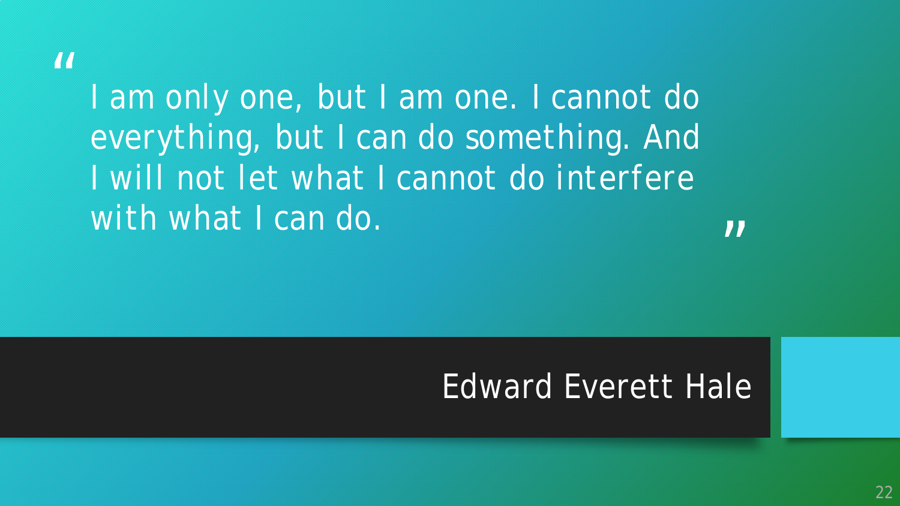> "I am only one, but I am one. I cannot do everything, but I can do something. And I will not let what I cannot do interfere with what I can do."

Edward Everett Hale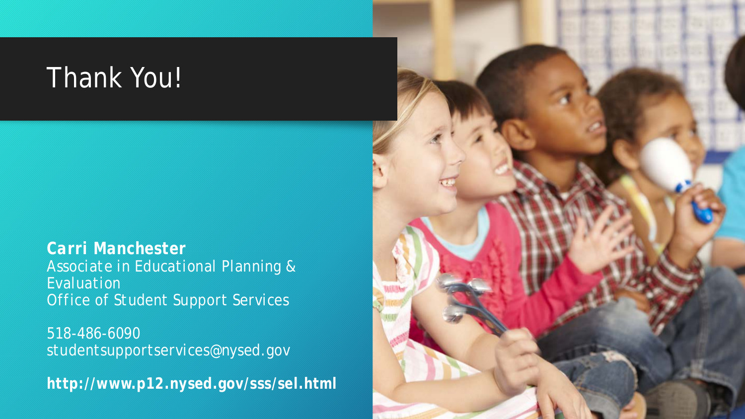# Thank You!

**Carri Manchester**
Associate in Educational Planning & Evaluation
Office of Student Support Services

518-486-6090
studentsupportservices@nysed.gov

**http://www.p12.nysed.gov/sss/sel.html**